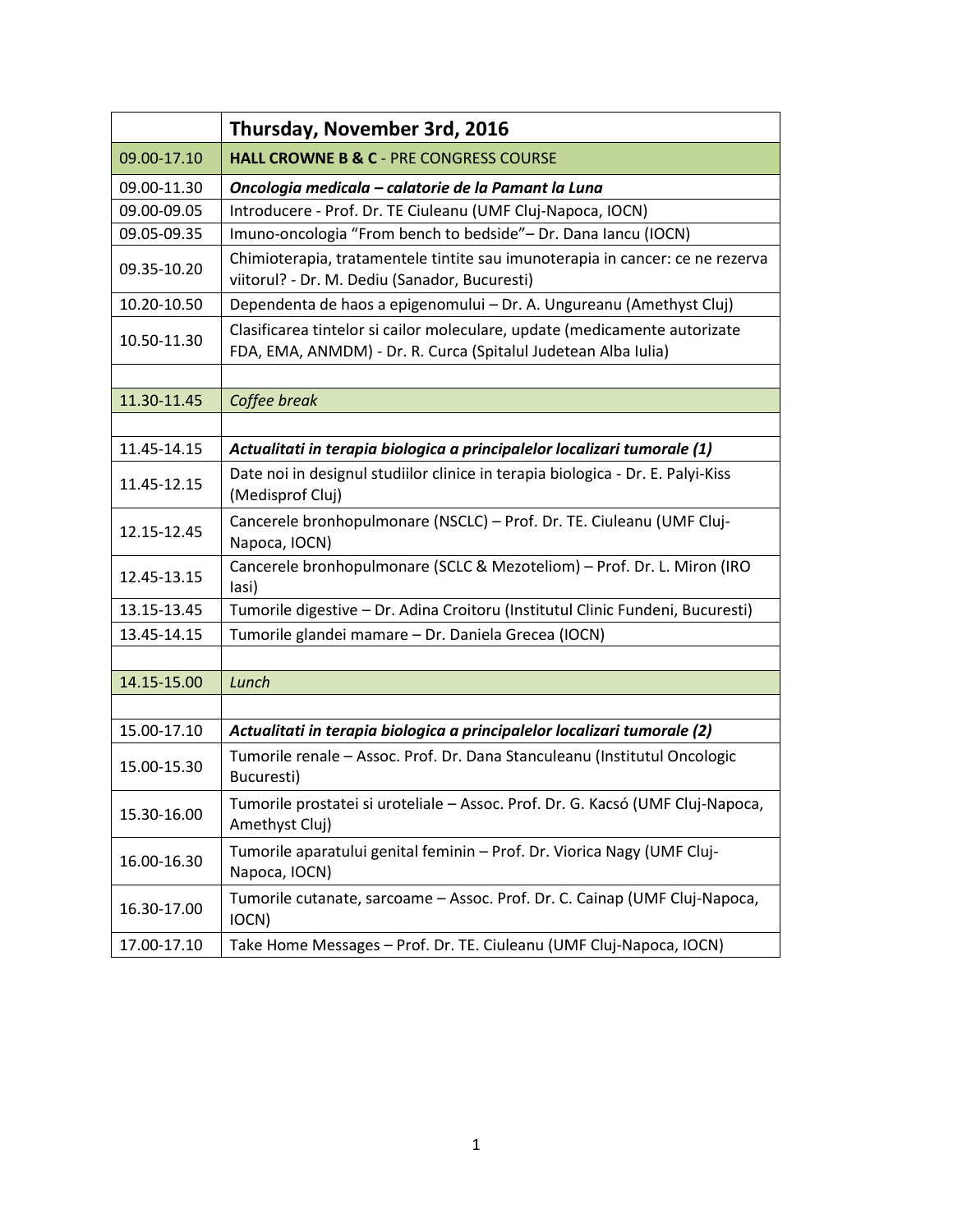| | **Thursday, November 3rd, 2016** |
|---|---|
| 09.00-17.10 | **HALL CROWNE B & C** - PRE CONGRESS COURSE |
| 09.00-11.30 | ***Oncologia medicala – calatorie de la Pamant la Luna*** |
| 09.00-09.05 | Introducere - Prof. Dr. TE Ciuleanu (UMF Cluj-Napoca, IOCN) |
| 09.05-09.35 | Imuno-oncologia "From bench to bedside"– Dr. Dana Iancu (IOCN) |
| 09.35-10.20 | Chimioterapia, tratamentele tintite sau imunoterapia in cancer: ce ne rezerva viitorul? - Dr. M. Dediu (Sanador, Bucuresti) |
| 10.20-10.50 | Dependenta de haos a epigenomului – Dr. A. Ungureanu (Amethyst Cluj) |
| 10.50-11.30 | Clasificarea tintelor si cailor moleculare, update (medicamente autorizate FDA, EMA, ANMDM) - Dr. R. Curca (Spitalul Judetean Alba Iulia) |
| | |
| 11.30-11.45 | *Coffee break* |
| | |
| 11.45-14.15 | ***Actualitati in terapia biologica a principalelor localizari tumorale (1)*** |
| 11.45-12.15 | Date noi in designul studiilor clinice in terapia biologica - Dr. E. Palyi-Kiss (Medisprof Cluj) |
| 12.15-12.45 | Cancerele bronhopulmonare (NSCLC) – Prof. Dr. TE. Ciuleanu (UMF Cluj-Napoca, IOCN) |
| 12.45-13.15 | Cancerele bronhopulmonare (SCLC & Mezoteliom) – Prof. Dr. L. Miron (IRO Iasi) |
| 13.15-13.45 | Tumorile digestive – Dr. Adina Croitoru (Institutul Clinic Fundeni, Bucuresti) |
| 13.45-14.15 | Tumorile glandei mamare – Dr. Daniela Grecea (IOCN) |
| | |
| 14.15-15.00 | *Lunch* |
| | |
| 15.00-17.10 | ***Actualitati in terapia biologica a principalelor localizari tumorale (2)*** |
| 15.00-15.30 | Tumorile renale – Assoc. Prof. Dr. Dana Stanculeanu (Institutul Oncologic Bucuresti) |
| 15.30-16.00 | Tumorile prostatei si uroteliale – Assoc. Prof. Dr. G. Kacsó (UMF Cluj-Napoca, Amethyst Cluj) |
| 16.00-16.30 | Tumorile aparatului genital feminin – Prof. Dr. Viorica Nagy (UMF Cluj-Napoca, IOCN) |
| 16.30-17.00 | Tumorile cutanate, sarcoame – Assoc. Prof. Dr. C. Cainap (UMF Cluj-Napoca, IOCN) |
| 17.00-17.10 | Take Home Messages – Prof. Dr. TE. Ciuleanu (UMF Cluj-Napoca, IOCN) |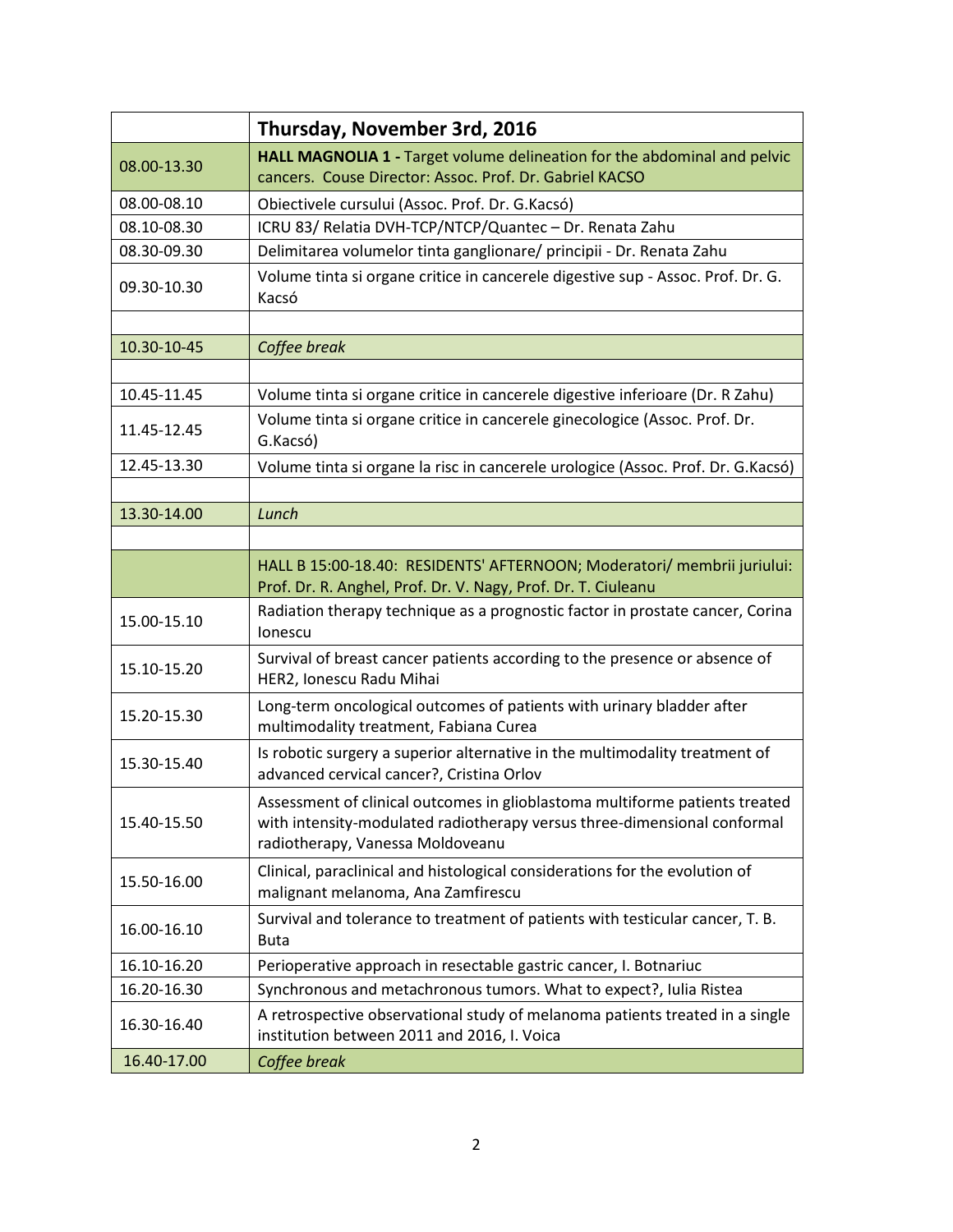| | **Thursday, November 3rd, 2016** |
|---|---|
| 08.00-13.30 | **HALL MAGNOLIA 1 -** Target volume delineation for the abdominal and pelvic cancers. Couse Director: Assoc. Prof. Dr. Gabriel KACSO |
| 08.00-08.10 | Obiectivele cursului (Assoc. Prof. Dr. G.Kacsó) |
| 08.10-08.30 | ICRU 83/ Relatia DVH-TCP/NTCP/Quantec – Dr. Renata Zahu |
| 08.30-09.30 | Delimitarea volumelor tinta ganglionare/ principii - Dr. Renata Zahu |
| 09.30-10.30 | Volume tinta si organe critice in cancerele digestive sup - Assoc. Prof. Dr. G. Kacsó |
| | |
| 10.30-10-45 | *Coffee break* |
| | |
| 10.45-11.45 | Volume tinta si organe critice in cancerele digestive inferioare (Dr. R Zahu) |
| 11.45-12.45 | Volume tinta si organe critice in cancerele ginecologice (Assoc. Prof. Dr. G.Kacsó) |
| 12.45-13.30 | Volume tinta si organe la risc in cancerele urologice (Assoc. Prof. Dr. G.Kacsó) |
| | |
| 13.30-14.00 | *Lunch* |
| | |
| | HALL B 15:00-18.40: RESIDENTS' AFTERNOON; Moderatori/ membrii juriului: Prof. Dr. R. Anghel, Prof. Dr. V. Nagy, Prof. Dr. T. Ciuleanu |
| 15.00-15.10 | Radiation therapy technique as a prognostic factor in prostate cancer, Corina Ionescu |
| 15.10-15.20 | Survival of breast cancer patients according to the presence or absence of HER2, Ionescu Radu Mihai |
| 15.20-15.30 | Long-term oncological outcomes of patients with urinary bladder after multimodality treatment, Fabiana Curea |
| 15.30-15.40 | Is robotic surgery a superior alternative in the multimodality treatment of advanced cervical cancer?, Cristina Orlov |
| 15.40-15.50 | Assessment of clinical outcomes in glioblastoma multiforme patients treated with intensity-modulated radiotherapy versus three-dimensional conformal radiotherapy, Vanessa Moldoveanu |
| 15.50-16.00 | Clinical, paraclinical and histological considerations for the evolution of malignant melanoma, Ana Zamfirescu |
| 16.00-16.10 | Survival and tolerance to treatment of patients with testicular cancer, T. B. Buta |
| 16.10-16.20 | Perioperative approach in resectable gastric cancer, I. Botnariuc |
| 16.20-16.30 | Synchronous and metachronous tumors. What to expect?, Iulia Ristea |
| 16.30-16.40 | A retrospective observational study of melanoma patients treated in a single institution between 2011 and 2016, I. Voica |
| 16.40-17.00 | *Coffee break* |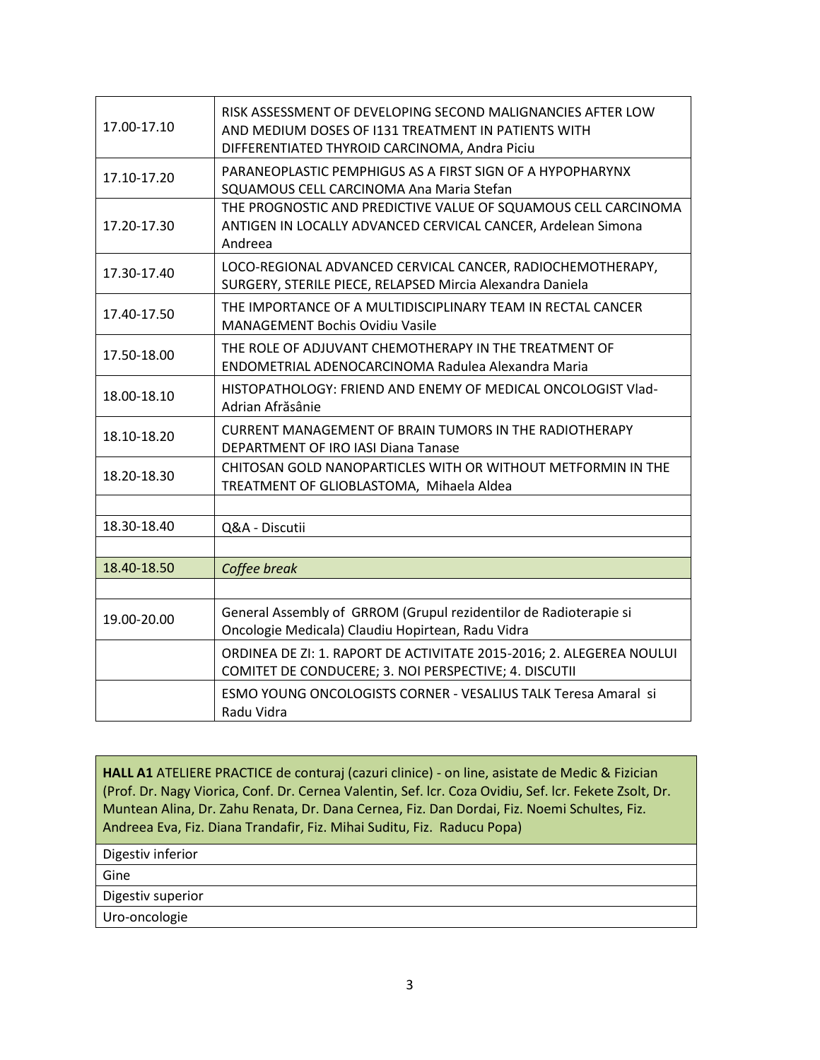| | |
|---|---|
| 17.00-17.10 | RISK ASSESSMENT OF DEVELOPING SECOND MALIGNANCIES AFTER LOW AND MEDIUM DOSES OF I131 TREATMENT IN PATIENTS WITH DIFFERENTIATED THYROID CARCINOMA, Andra Piciu |
| 17.10-17.20 | PARANEOPLASTIC PEMPHIGUS AS A FIRST SIGN OF A HYPOPHARYNX SQUAMOUS CELL CARCINOMA Ana Maria Stefan |
| 17.20-17.30 | THE PROGNOSTIC AND PREDICTIVE VALUE OF SQUAMOUS CELL CARCINOMA ANTIGEN IN LOCALLY ADVANCED CERVICAL CANCER, Ardelean Simona Andreea |
| 17.30-17.40 | LOCO-REGIONAL ADVANCED CERVICAL CANCER, RADIOCHEMOTHERAPY, SURGERY, STERILE PIECE, RELAPSED Mircia Alexandra Daniela |
| 17.40-17.50 | THE IMPORTANCE OF A MULTIDISCIPLINARY TEAM IN RECTAL CANCER MANAGEMENT Bochis Ovidiu Vasile |
| 17.50-18.00 | THE ROLE OF ADJUVANT CHEMOTHERAPY IN THE TREATMENT OF ENDOMETRIAL ADENOCARCINOMA Radulea Alexandra Maria |
| 18.00-18.10 | HISTOPATHOLOGY: FRIEND AND ENEMY OF MEDICAL ONCOLOGIST Vlad-Adrian Afrăsânie |
| 18.10-18.20 | CURRENT MANAGEMENT OF BRAIN TUMORS IN THE RADIOTHERAPY DEPARTMENT OF IRO IASI Diana Tanase |
| 18.20-18.30 | CHITOSAN GOLD NANOPARTICLES WITH OR WITHOUT METFORMIN IN THE TREATMENT OF GLIOBLASTOMA, Mihaela Aldea |
| | |
| 18.30-18.40 | Q&A - Discutii |
| | |
| 18.40-18.50 | *Coffee break* |
| | |
| 19.00-20.00 | General Assembly of GRROM (Grupul rezidentilor de Radioterapie si Oncologie Medicala) Claudiu Hopirtean, Radu Vidra |
| | ORDINEA DE ZI: 1. RAPORT DE ACTIVITATE 2015-2016; 2. ALEGEREA NOULUI COMITET DE CONDUCERE; 3. NOI PERSPECTIVE; 4. DISCUTII |
| | ESMO YOUNG ONCOLOGISTS CORNER - VESALIUS TALK Teresa Amaral si Radu Vidra |

| **HALL A1** ATELIERE PRACTICE de conturaj (cazuri clinice) - on line, asistate de Medic & Fizician (Prof. Dr. Nagy Viorica, Conf. Dr. Cernea Valentin, Sef. lcr. Coza Ovidiu, Sef. lcr. Fekete Zsolt, Dr. Muntean Alina, Dr. Zahu Renata, Dr. Dana Cernea, Fiz. Dan Dordai, Fiz. Noemi Schultes, Fiz. Andreea Eva, Fiz. Diana Trandafir, Fiz. Mihai Suditu, Fiz. Raducu Popa) |
|---|
| Digestiv inferior |
| Gine |
| Digestiv superior |
| Uro-oncologie |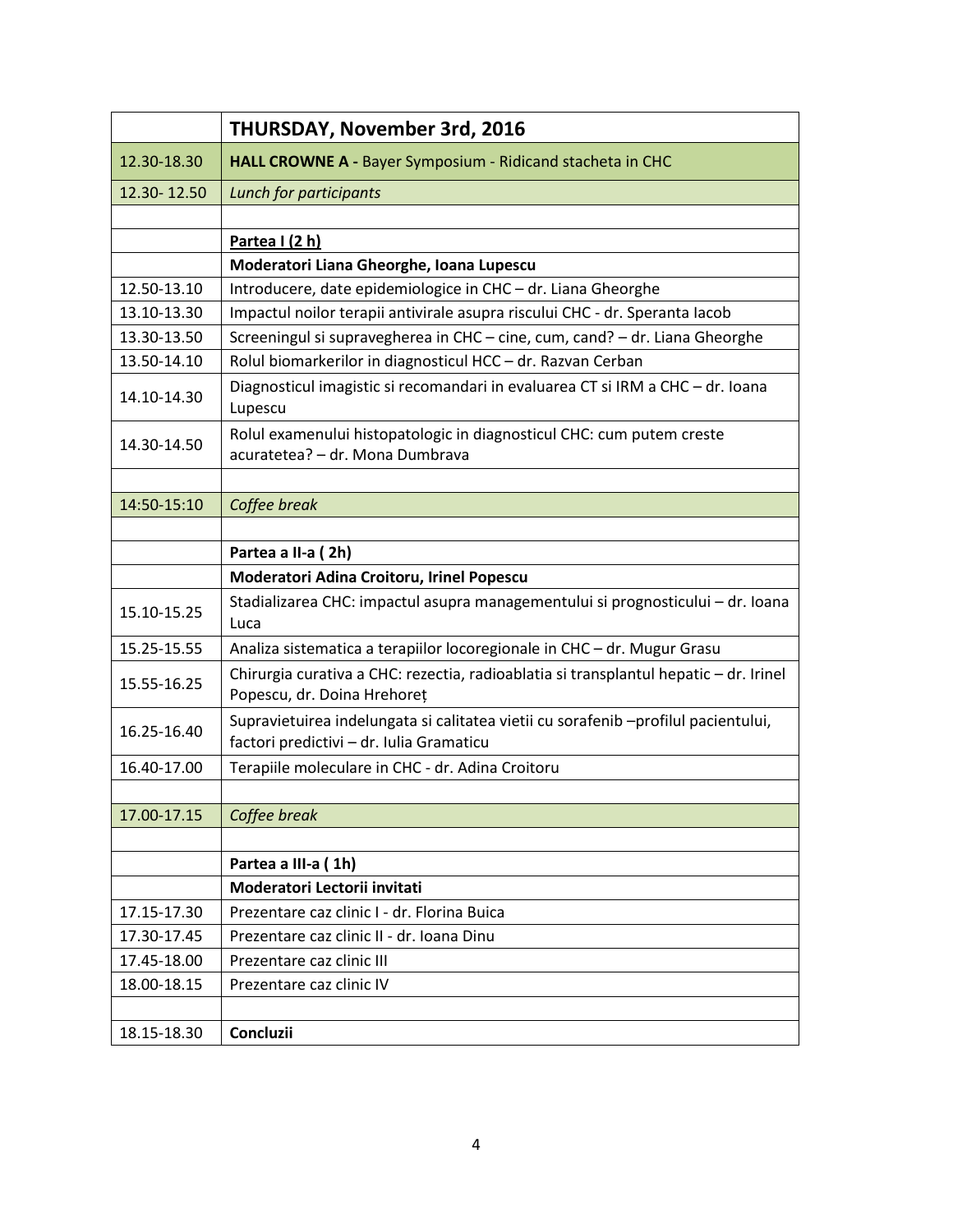| | **THURSDAY, November 3rd, 2016** |
|---|---|
| 12.30-18.30 | **HALL CROWNE A -** Bayer Symposium - Ridicand stacheta in CHC |
| 12.30- 12.50 | *Lunch for participants* |
| | |
| | **Partea I (2 h)** |
| | **Moderatori Liana Gheorghe, Ioana Lupescu** |
| 12.50-13.10 | Introducere, date epidemiologice in CHC – dr. Liana Gheorghe |
| 13.10-13.30 | Impactul noilor terapii antivirale asupra riscului CHC - dr. Speranta Iacob |
| 13.30-13.50 | Screeningul si supravegherea in CHC – cine, cum, cand? – dr. Liana Gheorghe |
| 13.50-14.10 | Rolul biomarkerilor in diagnosticul HCC – dr. Razvan Cerban |
| 14.10-14.30 | Diagnosticul imagistic si recomandari in evaluarea CT si IRM a CHC – dr. Ioana Lupescu |
| 14.30-14.50 | Rolul examenului histopatologic in diagnosticul CHC: cum putem creste acuratetea? – dr. Mona Dumbrava |
| | |
| 14:50-15:10 | *Coffee break* |
| | |
| | **Partea a II-a ( 2h)** |
| | **Moderatori Adina Croitoru, Irinel Popescu** |
| 15.10-15.25 | Stadializarea CHC: impactul asupra managementului si prognosticului – dr. Ioana Luca |
| 15.25-15.55 | Analiza sistematica a terapiilor locoregionale in CHC – dr. Mugur Grasu |
| 15.55-16.25 | Chirurgia curativa a CHC: rezectia, radioablatia si transplantul hepatic – dr. Irinel Popescu, dr. Doina Hrehoreț |
| 16.25-16.40 | Supravietuirea indelungata si calitatea vietii cu sorafenib –profilul pacientului, factori predictivi – dr. Iulia Gramaticu |
| 16.40-17.00 | Terapiile moleculare in CHC - dr. Adina Croitoru |
| | |
| 17.00-17.15 | *Coffee break* |
| | |
| | **Partea a III-a ( 1h)** |
| | **Moderatori Lectorii invitati** |
| 17.15-17.30 | Prezentare caz clinic I - dr. Florina Buica |
| 17.30-17.45 | Prezentare caz clinic II - dr. Ioana Dinu |
| 17.45-18.00 | Prezentare caz clinic III |
| 18.00-18.15 | Prezentare caz clinic IV |
| | |
| 18.15-18.30 | **Concluzii** |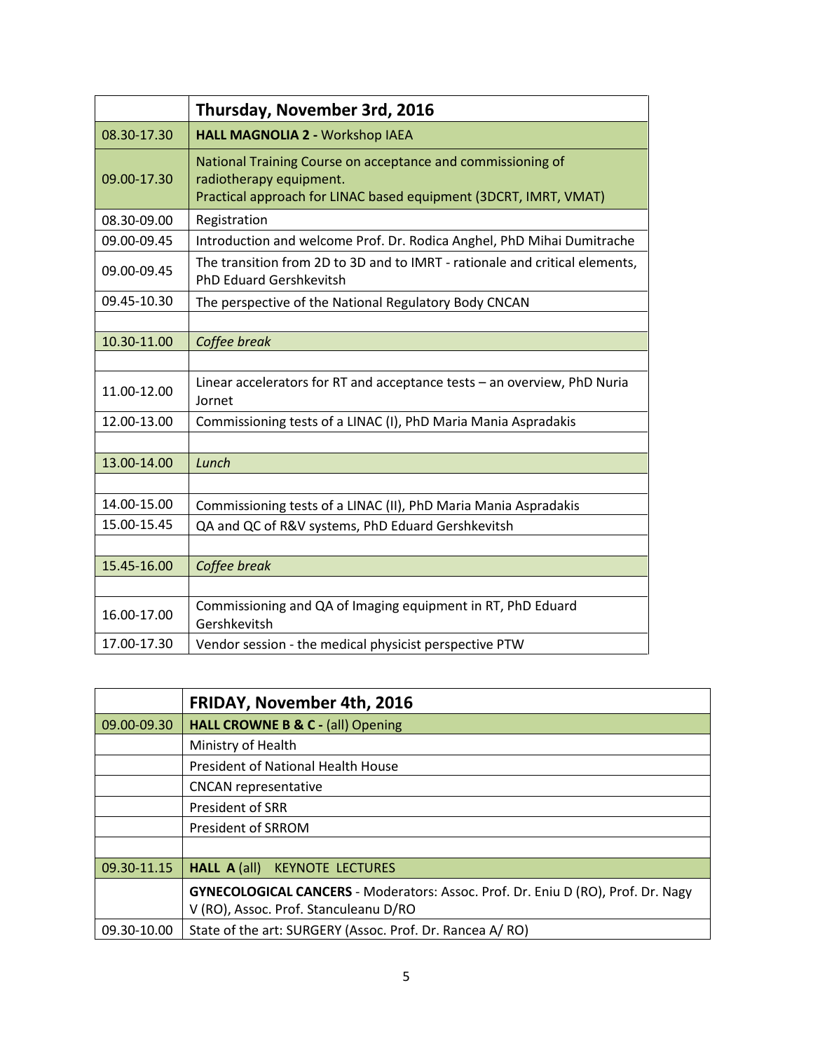| | **Thursday, November 3rd, 2016** |
|---|---|
| 08.30-17.30 | **HALL MAGNOLIA 2 -** Workshop IAEA |
| 09.00-17.30 | National Training Course on acceptance and commissioning of radiotherapy equipment. Practical approach for LINAC based equipment (3DCRT, IMRT, VMAT) |
| 08.30-09.00 | Registration |
| 09.00-09.45 | Introduction and welcome Prof. Dr. Rodica Anghel, PhD Mihai Dumitrache |
| 09.00-09.45 | The transition from 2D to 3D and to IMRT - rationale and critical elements, PhD Eduard Gershkevitsh |
| 09.45-10.30 | The perspective of the National Regulatory Body CNCAN |
| | |
| 10.30-11.00 | *Coffee break* |
| | |
| 11.00-12.00 | Linear accelerators for RT and acceptance tests – an overview, PhD Nuria Jornet |
| 12.00-13.00 | Commissioning tests of a LINAC (I), PhD Maria Mania Aspradakis |
| | |
| 13.00-14.00 | *Lunch* |
| | |
| 14.00-15.00 | Commissioning tests of a LINAC (II), PhD Maria Mania Aspradakis |
| 15.00-15.45 | QA and QC of R&V systems, PhD Eduard Gershkevitsh |
| | |
| 15.45-16.00 | *Coffee break* |
| | |
| 16.00-17.00 | Commissioning and QA of Imaging equipment in RT, PhD Eduard Gershkevitsh |
| 17.00-17.30 | Vendor session - the medical physicist perspective PTW |

| | **FRIDAY, November 4th, 2016** |
|---|---|
| 09.00-09.30 | **HALL CROWNE B & C -** (all) Opening |
| | Ministry of Health |
| | President of National Health House |
| | CNCAN representative |
| | President of SRR |
| | President of SRROM |
| | |
| 09.30-11.15 | **HALL A** (all) KEYNOTE LECTURES |
| | **GYNECOLOGICAL CANCERS** - Moderators: Assoc. Prof. Dr. Eniu D (RO), Prof. Dr. Nagy V (RO), Assoc. Prof. Stanculeanu D/RO |
| 09.30-10.00 | State of the art: SURGERY (Assoc. Prof. Dr. Rancea A/ RO) |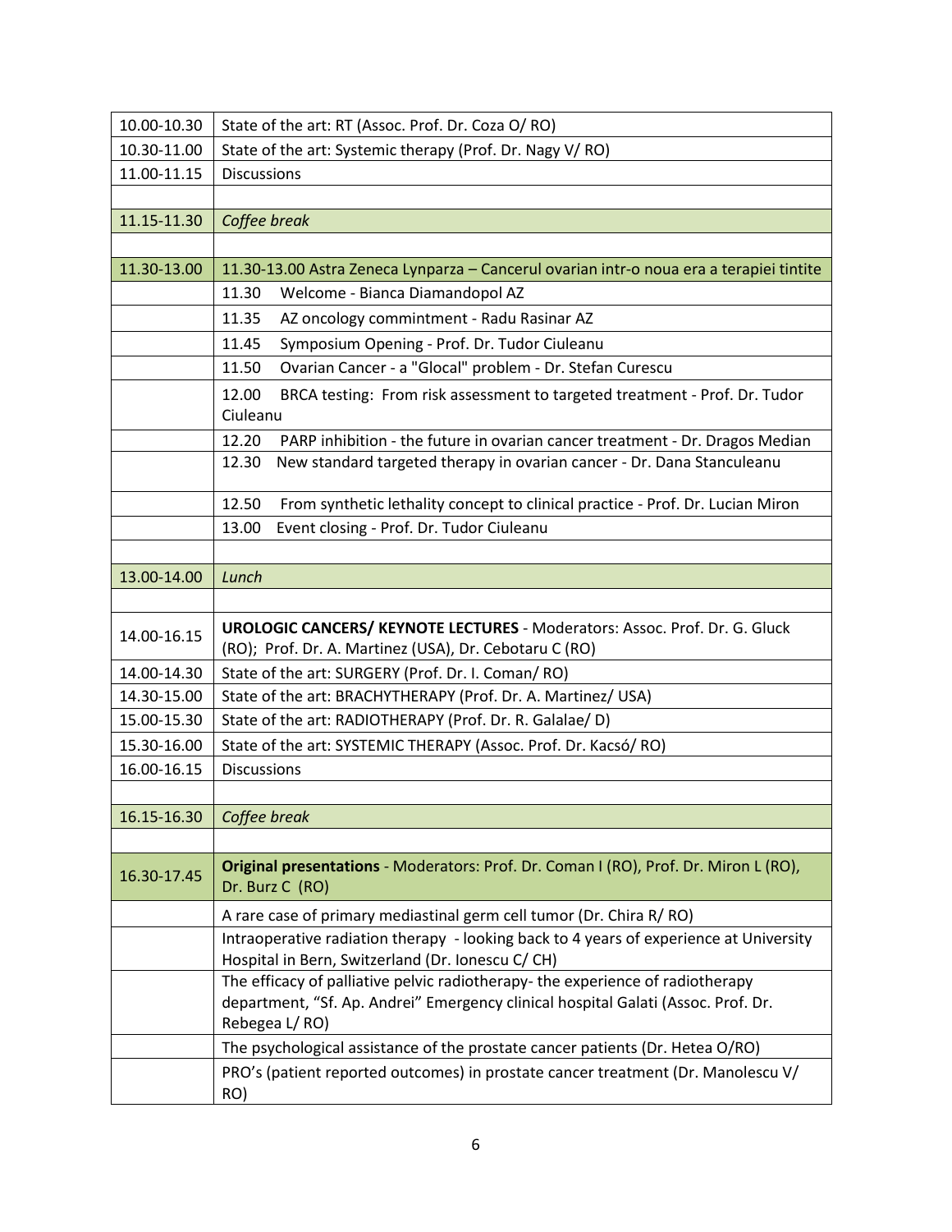| | |
|---|---|
| 10.00-10.30 | State of the art: RT (Assoc. Prof. Dr. Coza O/ RO) |
| 10.30-11.00 | State of the art: Systemic therapy (Prof. Dr. Nagy V/ RO) |
| 11.00-11.15 | Discussions |
| | |
| 11.15-11.30 | *Coffee break* |
| | |
| 11.30-13.00 | 11.30-13.00 Astra Zeneca Lynparza – Cancerul ovarian intr-o noua era a terapiei tintite |
| | 11.30 Welcome - Bianca Diamandopol AZ |
| | 11.35 AZ oncology commintment - Radu Rasinar AZ |
| | 11.45 Symposium Opening - Prof. Dr. Tudor Ciuleanu |
| | 11.50 Ovarian Cancer - a "Glocal" problem - Dr. Stefan Curescu |
| | 12.00 BRCA testing: From risk assessment to targeted treatment - Prof. Dr. Tudor Ciuleanu |
| | 12.20 PARP inhibition - the future in ovarian cancer treatment - Dr. Dragos Median |
| | 12.30 New standard targeted therapy in ovarian cancer - Dr. Dana Stanculeanu |
| | 12.50 From synthetic lethality concept to clinical practice - Prof. Dr. Lucian Miron |
| | 13.00 Event closing - Prof. Dr. Tudor Ciuleanu |
| | |
| 13.00-14.00 | *Lunch* |
| | |
| 14.00-16.15 | **UROLOGIC CANCERS/ KEYNOTE LECTURES** - Moderators: Assoc. Prof. Dr. G. Gluck (RO); Prof. Dr. A. Martinez (USA), Dr. Cebotaru C (RO) |
| 14.00-14.30 | State of the art: SURGERY (Prof. Dr. I. Coman/ RO) |
| 14.30-15.00 | State of the art: BRACHYTHERAPY (Prof. Dr. A. Martinez/ USA) |
| 15.00-15.30 | State of the art: RADIOTHERAPY (Prof. Dr. R. Galalae/ D) |
| 15.30-16.00 | State of the art: SYSTEMIC THERAPY (Assoc. Prof. Dr. Kacsó/ RO) |
| 16.00-16.15 | Discussions |
| | |
| 16.15-16.30 | *Coffee break* |
| | |
| 16.30-17.45 | **Original presentations** - Moderators: Prof. Dr. Coman I (RO), Prof. Dr. Miron L (RO), Dr. Burz C (RO) |
| | A rare case of primary mediastinal germ cell tumor (Dr. Chira R/ RO) |
| | Intraoperative radiation therapy - looking back to 4 years of experience at University Hospital in Bern, Switzerland (Dr. Ionescu C/ CH) |
| | The efficacy of palliative pelvic radiotherapy- the experience of radiotherapy department, "Sf. Ap. Andrei" Emergency clinical hospital Galati (Assoc. Prof. Dr. Rebegea L/ RO) |
| | The psychological assistance of the prostate cancer patients (Dr. Hetea O/RO) |
| | PRO's (patient reported outcomes) in prostate cancer treatment (Dr. Manolescu V/ RO) |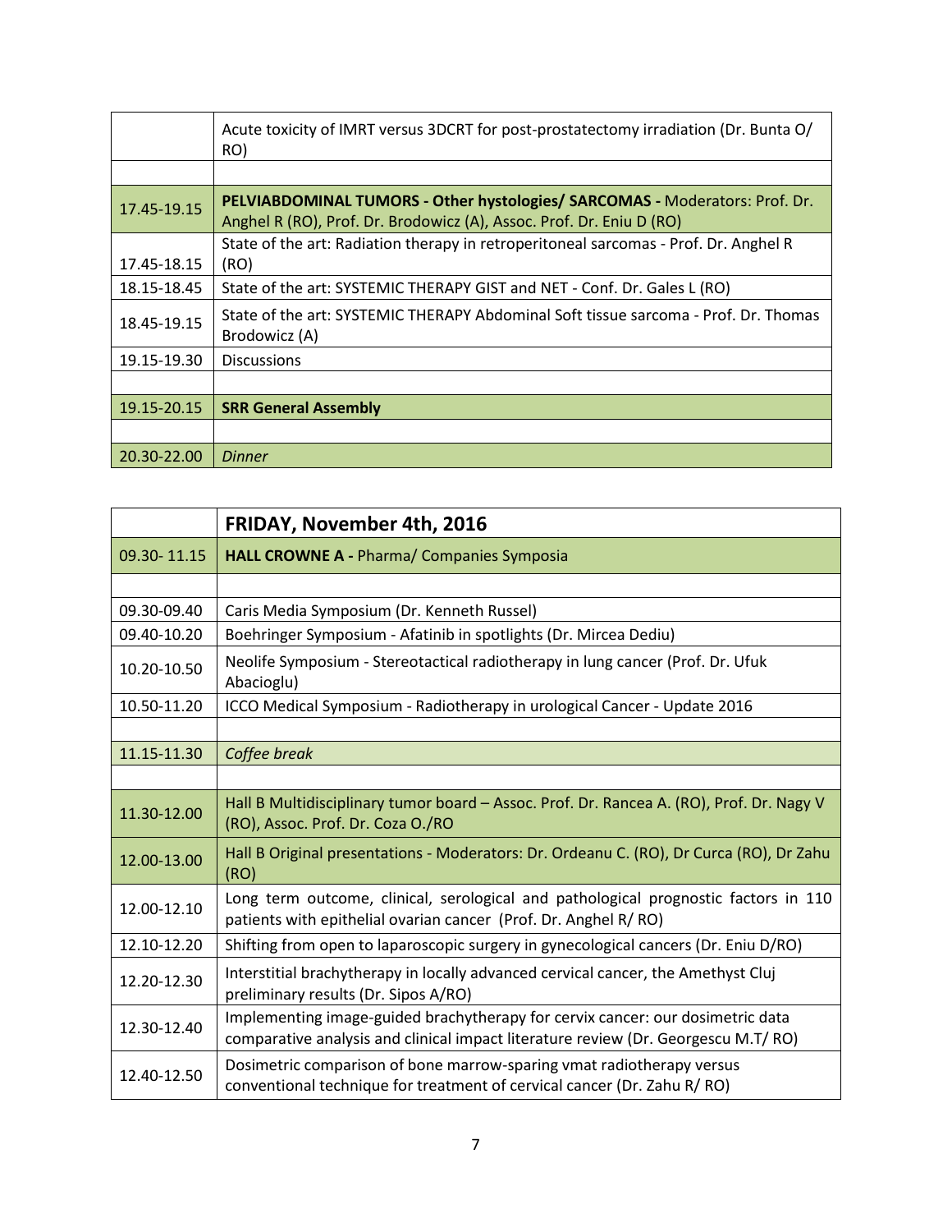| | |
|---|---|
| | Acute toxicity of IMRT versus 3DCRT for post-prostatectomy irradiation (Dr. Bunta O/ RO) |
| | |
| 17.45-19.15 | **PELVIABDOMINAL TUMORS - Other hystologies/ SARCOMAS -** Moderators: Prof. Dr. Anghel R (RO), Prof. Dr. Brodowicz (A), Assoc. Prof. Dr. Eniu D (RO) |
| 17.45-18.15 | State of the art: Radiation therapy in retroperitoneal sarcomas - Prof. Dr. Anghel R (RO) |
| 18.15-18.45 | State of the art: SYSTEMIC THERAPY GIST and NET - Conf. Dr. Gales L (RO) |
| 18.45-19.15 | State of the art: SYSTEMIC THERAPY Abdominal Soft tissue sarcoma - Prof. Dr. Thomas Brodowicz (A) |
| 19.15-19.30 | Discussions |
| | |
| 19.15-20.15 | **SRR General Assembly** |
| | |
| 20.30-22.00 | *Dinner* |

| | **FRIDAY, November 4th, 2016** |
|---|---|
| 09.30- 11.15 | **HALL CROWNE A -** Pharma/ Companies Symposia |
| | |
| 09.30-09.40 | Caris Media Symposium (Dr. Kenneth Russel) |
| 09.40-10.20 | Boehringer Symposium - Afatinib in spotlights (Dr. Mircea Dediu) |
| 10.20-10.50 | Neolife Symposium - Stereotactical radiotherapy in lung cancer (Prof. Dr. Ufuk Abacioglu) |
| 10.50-11.20 | ICCO Medical Symposium - Radiotherapy in urological Cancer - Update 2016 |
| | |
| 11.15-11.30 | *Coffee break* |
| | |
| 11.30-12.00 | Hall B Multidisciplinary tumor board – Assoc. Prof. Dr. Rancea A. (RO), Prof. Dr. Nagy V (RO), Assoc. Prof. Dr. Coza O./RO |
| 12.00-13.00 | Hall B Original presentations - Moderators: Dr. Ordeanu C. (RO), Dr Curca (RO), Dr Zahu (RO) |
| 12.00-12.10 | Long term outcome, clinical, serological and pathological prognostic factors in 110 patients with epithelial ovarian cancer (Prof. Dr. Anghel R/ RO) |
| 12.10-12.20 | Shifting from open to laparoscopic surgery in gynecological cancers (Dr. Eniu D/RO) |
| 12.20-12.30 | Interstitial brachytherapy in locally advanced cervical cancer, the Amethyst Cluj preliminary results (Dr. Sipos A/RO) |
| 12.30-12.40 | Implementing image-guided brachytherapy for cervix cancer: our dosimetric data comparative analysis and clinical impact literature review (Dr. Georgescu M.T/ RO) |
| 12.40-12.50 | Dosimetric comparison of bone marrow-sparing vmat radiotherapy versus conventional technique for treatment of cervical cancer (Dr. Zahu R/ RO) |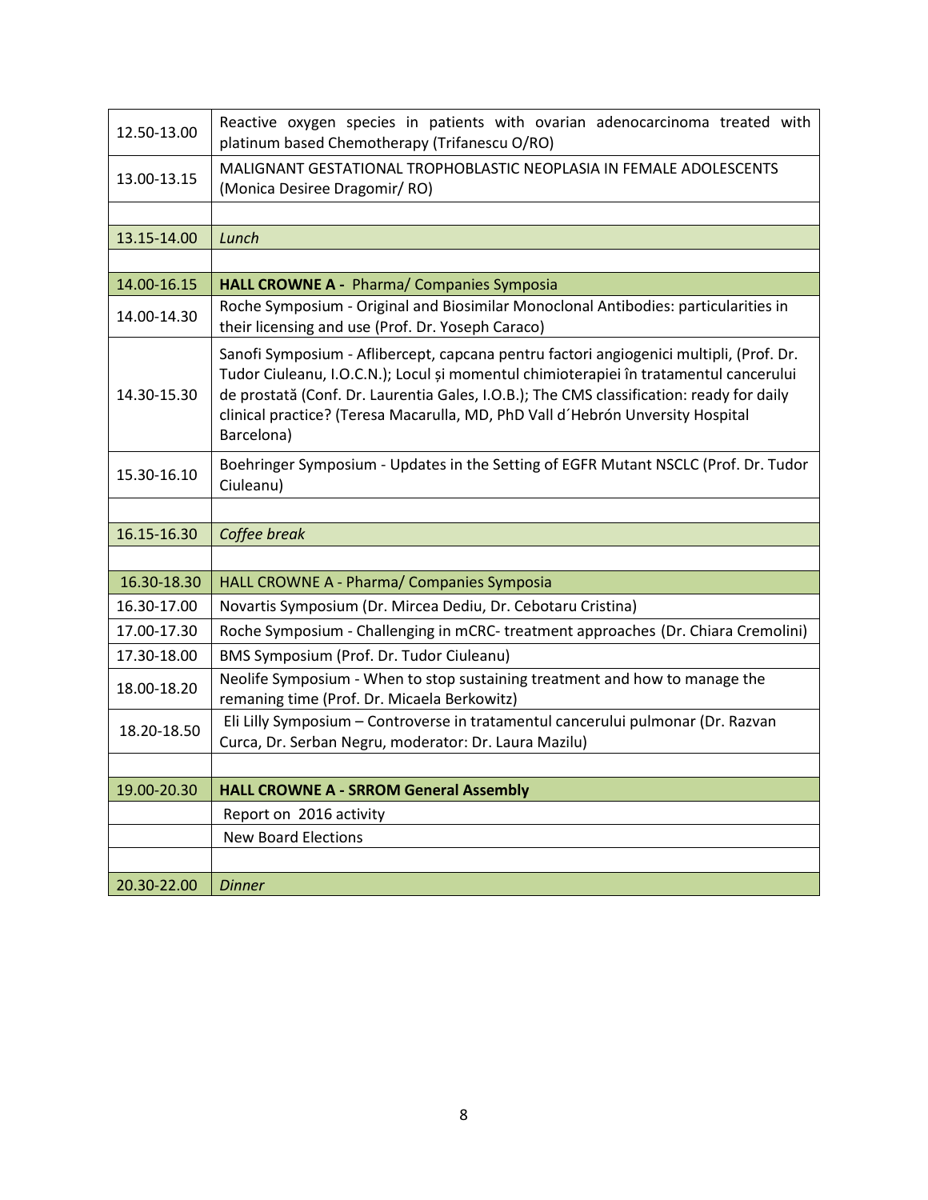| | |
|---|---|
| 12.50-13.00 | Reactive oxygen species in patients with ovarian adenocarcinoma treated with platinum based Chemotherapy (Trifanescu O/RO) |
| 13.00-13.15 | MALIGNANT GESTATIONAL TROPHOBLASTIC NEOPLASIA IN FEMALE ADOLESCENTS (Monica Desiree Dragomir/ RO) |
| | |
| 13.15-14.00 | *Lunch* |
| | |
| 14.00-16.15 | **HALL CROWNE A -** Pharma/ Companies Symposia |
| 14.00-14.30 | Roche Symposium - Original and Biosimilar Monoclonal Antibodies: particularities in their licensing and use (Prof. Dr. Yoseph Caraco) |
| 14.30-15.30 | Sanofi Symposium - Aflibercept, capcana pentru factori angiogenici multipli, (Prof. Dr. Tudor Ciuleanu, I.O.C.N.); Locul și momentul chimioterapiei în tratamentul cancerului de prostată (Conf. Dr. Laurentia Gales, I.O.B.); The CMS classification: ready for daily clinical practice? (Teresa Macarulla, MD, PhD Vall d´Hebrón Unversity Hospital Barcelona) |
| 15.30-16.10 | Boehringer Symposium - Updates in the Setting of EGFR Mutant NSCLC (Prof. Dr. Tudor Ciuleanu) |
| | |
| 16.15-16.30 | *Coffee break* |
| | |
| 16.30-18.30 | HALL CROWNE A - Pharma/ Companies Symposia |
| 16.30-17.00 | Novartis Symposium (Dr. Mircea Dediu, Dr. Cebotaru Cristina) |
| 17.00-17.30 | Roche Symposium - Challenging in mCRC- treatment approaches (Dr. Chiara Cremolini) |
| 17.30-18.00 | BMS Symposium (Prof. Dr. Tudor Ciuleanu) |
| 18.00-18.20 | Neolife Symposium - When to stop sustaining treatment and how to manage the remaning time (Prof. Dr. Micaela Berkowitz) |
| 18.20-18.50 | Eli Lilly Symposium – Controverse in tratamentul cancerului pulmonar (Dr. Razvan Curca, Dr. Serban Negru, moderator: Dr. Laura Mazilu) |
| | |
| 19.00-20.30 | **HALL CROWNE A - SRROM General Assembly** |
| | Report on 2016 activity |
| | New Board Elections |
| | |
| 20.30-22.00 | *Dinner* |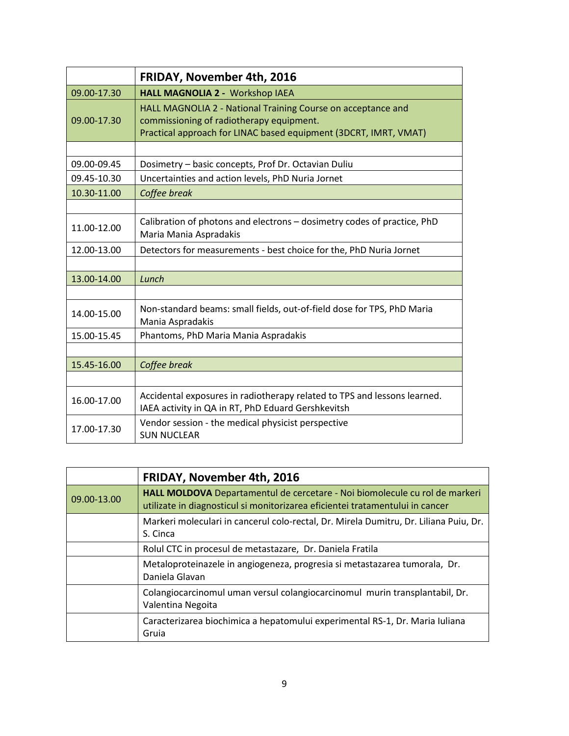| | **FRIDAY, November 4th, 2016** |
|---|---|
| 09.00-17.30 | **HALL MAGNOLIA 2 -** Workshop IAEA |
| 09.00-17.30 | HALL MAGNOLIA 2 - National Training Course on acceptance and commissioning of radiotherapy equipment.<br>Practical approach for LINAC based equipment (3DCRT, IMRT, VMAT) |
| | |
| 09.00-09.45 | Dosimetry – basic concepts, Prof Dr. Octavian Duliu |
| 09.45-10.30 | Uncertainties and action levels, PhD Nuria Jornet |
| 10.30-11.00 | *Coffee break* |
| | |
| 11.00-12.00 | Calibration of photons and electrons – dosimetry codes of practice, PhD Maria Mania Aspradakis |
| 12.00-13.00 | Detectors for measurements - best choice for the, PhD Nuria Jornet |
| | |
| 13.00-14.00 | *Lunch* |
| | |
| 14.00-15.00 | Non-standard beams: small fields, out-of-field dose for TPS, PhD Maria Mania Aspradakis |
| 15.00-15.45 | Phantoms, PhD Maria Mania Aspradakis |
| | |
| 15.45-16.00 | *Coffee break* |
| | |
| 16.00-17.00 | Accidental exposures in radiotherapy related to TPS and lessons learned.<br>IAEA activity in QA in RT, PhD Eduard Gershkevitsh |
| 17.00-17.30 | Vendor session - the medical physicist perspective<br>SUN NUCLEAR |

| | **FRIDAY, November 4th, 2016** |
|---|---|
| 09.00-13.00 | **HALL MOLDOVA** Departamentul de cercetare - Noi biomolecule cu rol de markeri utilizate in diagnosticul si monitorizarea eficientei tratamentului in cancer |
| | Markeri moleculari in cancerul colo-rectal, Dr. Mirela Dumitru, Dr. Liliana Puiu, Dr. S. Cinca |
| | Rolul CTC in procesul de metastazare, Dr. Daniela Fratila |
| | Metaloproteinazele in angiogeneza, progresia si metastazarea tumorala, Dr. Daniela Glavan |
| | Colangiocarcinomul uman versul colangiocarcinomul murin transplantabil, Dr. Valentina Negoita |
| | Caracterizarea biochimica a hepatomului experimental RS-1, Dr. Maria Iuliana Gruia |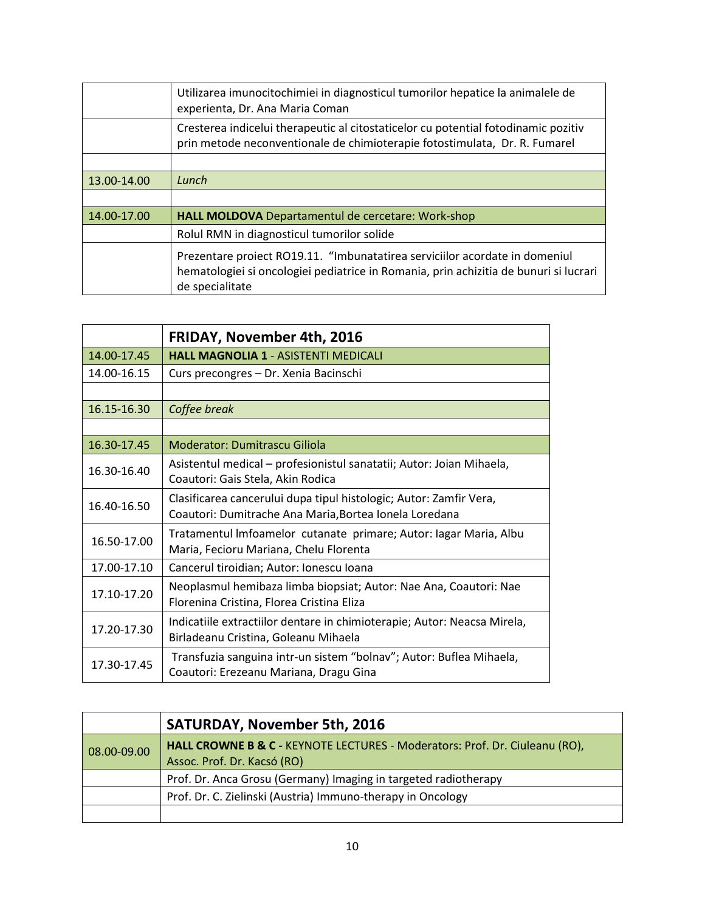| | |
|---|---|
| | Utilizarea imunocitochimiei in diagnosticul tumorilor hepatice la animalele de experienta, Dr. Ana Maria Coman |
| | Cresterea indicelui therapeutic al citostaticelor cu potential fotodinamic pozitiv prin metode neconventionale de chimioterapie fotostimulata, Dr. R. Fumarel |
| | |
| 13.00-14.00 | *Lunch* |
| | |
| 14.00-17.00 | **HALL MOLDOVA** Departamentul de cercetare: Work-shop |
| | Rolul RMN in diagnosticul tumorilor solide |
| | Prezentare proiect RO19.11. "Imbunatatirea serviciilor acordate in domeniul hematologiei si oncologiei pediatrice in Romania, prin achizitia de bunuri si lucrari de specialitate |

| | **FRIDAY, November 4th, 2016** |
|---|---|
| 14.00-17.45 | **HALL MAGNOLIA 1** - ASISTENTI MEDICALI |
| 14.00-16.15 | Curs precongres – Dr. Xenia Bacinschi |
| | |
| 16.15-16.30 | *Coffee break* |
| | |
| 16.30-17.45 | Moderator: Dumitrascu Giliola |
| 16.30-16.40 | Asistentul medical – profesionistul sanatatii; Autor: Joian Mihaela, Coautori: Gais Stela, Akin Rodica |
| 16.40-16.50 | Clasificarea cancerului dupa tipul histologic; Autor: Zamfir Vera, Coautori: Dumitrache Ana Maria,Bortea Ionela Loredana |
| 16.50-17.00 | Tratamentul lmfoamelor cutanate primare; Autor: Iagar Maria, Albu Maria, Fecioru Mariana, Chelu Florenta |
| 17.00-17.10 | Cancerul tiroidian; Autor: Ionescu Ioana |
| 17.10-17.20 | Neoplasmul hemibaza limba biopsiat; Autor: Nae Ana, Coautori: Nae Florenina Cristina, Florea Cristina Eliza |
| 17.20-17.30 | Indicatiile extractiilor dentare in chimioterapie; Autor: Neacsa Mirela, Birladeanu Cristina, Goleanu Mihaela |
| 17.30-17.45 | Transfuzia sanguina intr-un sistem "bolnav"; Autor: Buflea Mihaela, Coautori: Erezeanu Mariana, Dragu Gina |

| | **SATURDAY, November 5th, 2016** |
|---|---|
| 08.00-09.00 | **HALL CROWNE B & C -** KEYNOTE LECTURES - Moderators: Prof. Dr. Ciuleanu (RO), Assoc. Prof. Dr. Kacsó (RO) |
| | Prof. Dr. Anca Grosu (Germany) Imaging in targeted radiotherapy |
| | Prof. Dr. C. Zielinski (Austria) Immuno-therapy in Oncology |
| | |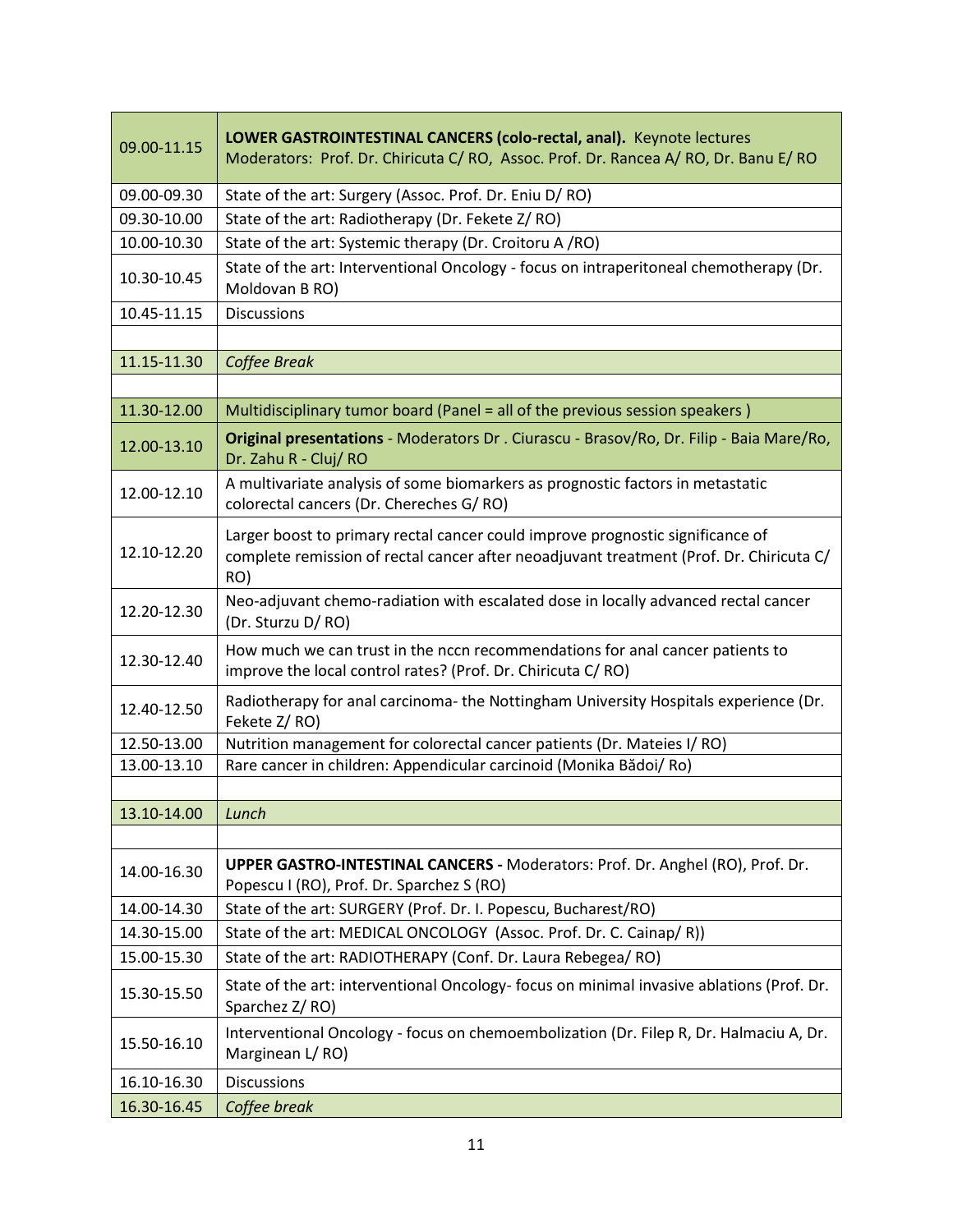| | |
|---|---|
| 09.00-11.15 | **LOWER GASTROINTESTINAL CANCERS (colo-rectal, anal).** Keynote lectures<br>Moderators: Prof. Dr. Chiricuta C/ RO, Assoc. Prof. Dr. Rancea A/ RO, Dr. Banu E/ RO |
| 09.00-09.30 | State of the art: Surgery (Assoc. Prof. Dr. Eniu D/ RO) |
| 09.30-10.00 | State of the art: Radiotherapy (Dr. Fekete Z/ RO) |
| 10.00-10.30 | State of the art: Systemic therapy (Dr. Croitoru A /RO) |
| 10.30-10.45 | State of the art: Interventional Oncology - focus on intraperitoneal chemotherapy (Dr. Moldovan B RO) |
| 10.45-11.15 | Discussions |
| | |
| 11.15-11.30 | *Coffee Break* |
| | |
| 11.30-12.00 | Multidisciplinary tumor board (Panel = all of the previous session speakers ) |
| 12.00-13.10 | **Original presentations** - Moderators Dr . Ciurascu - Brasov/Ro, Dr. Filip - Baia Mare/Ro, Dr. Zahu R - Cluj/ RO |
| 12.00-12.10 | A multivariate analysis of some biomarkers as prognostic factors in metastatic colorectal cancers (Dr. Chereches G/ RO) |
| 12.10-12.20 | Larger boost to primary rectal cancer could improve prognostic significance of complete remission of rectal cancer after neoadjuvant treatment (Prof. Dr. Chiricuta C/ RO) |
| 12.20-12.30 | Neo-adjuvant chemo-radiation with escalated dose in locally advanced rectal cancer (Dr. Sturzu D/ RO) |
| 12.30-12.40 | How much we can trust in the nccn recommendations for anal cancer patients to improve the local control rates? (Prof. Dr. Chiricuta C/ RO) |
| 12.40-12.50 | Radiotherapy for anal carcinoma- the Nottingham University Hospitals experience (Dr. Fekete Z/ RO) |
| 12.50-13.00 | Nutrition management for colorectal cancer patients (Dr. Mateies I/ RO) |
| 13.00-13.10 | Rare cancer in children: Appendicular carcinoid (Monika Bădoi/ Ro) |
| | |
| 13.10-14.00 | *Lunch* |
| | |
| 14.00-16.30 | **UPPER GASTRO-INTESTINAL CANCERS -** Moderators: Prof. Dr. Anghel (RO), Prof. Dr. Popescu I (RO), Prof. Dr. Sparchez S (RO) |
| 14.00-14.30 | State of the art: SURGERY (Prof. Dr. I. Popescu, Bucharest/RO) |
| 14.30-15.00 | State of the art: MEDICAL ONCOLOGY (Assoc. Prof. Dr. C. Cainap/ R)) |
| 15.00-15.30 | State of the art: RADIOTHERAPY (Conf. Dr. Laura Rebegea/ RO) |
| 15.30-15.50 | State of the art: interventional Oncology- focus on minimal invasive ablations (Prof. Dr. Sparchez Z/ RO) |
| 15.50-16.10 | Interventional Oncology - focus on chemoembolization (Dr. Filep R, Dr. Halmaciu A, Dr. Marginean L/ RO) |
| 16.10-16.30 | Discussions |
| 16.30-16.45 | *Coffee break* |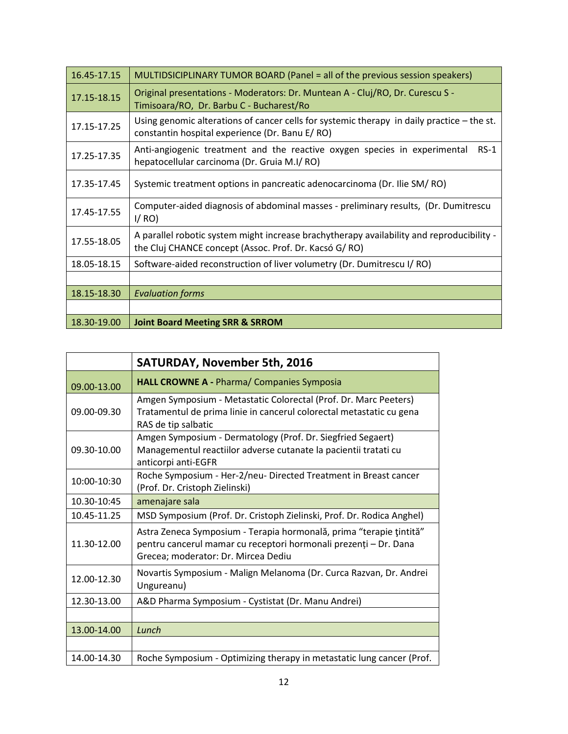| 16.45-17.15 | MULTIDSCIPLINARY TUMOR BOARD (Panel = all of the previous session speakers) |
|---|---|
| 17.15-18.15 | Original presentations - Moderators: Dr. Muntean A - Cluj/RO, Dr. Curescu S - Timisoara/RO, Dr. Barbu C - Bucharest/Ro |
| 17.15-17.25 | Using genomic alterations of cancer cells for systemic therapy in daily practice – the st. constantin hospital experience (Dr. Banu E/ RO) |
| 17.25-17.35 | Anti-angiogenic treatment and the reactive oxygen species in experimental RS-1 hepatocellular carcinoma (Dr. Gruia M.I/ RO) |
| 17.35-17.45 | Systemic treatment options in pancreatic adenocarcinoma (Dr. Ilie SM/ RO) |
| 17.45-17.55 | Computer-aided diagnosis of abdominal masses - preliminary results, (Dr. Dumitrescu I/ RO) |
| 17.55-18.05 | A parallel robotic system might increase brachytherapy availability and reproducibility - the Cluj CHANCE concept (Assoc. Prof. Dr. Kacsó G/ RO) |
| 18.05-18.15 | Software-aided reconstruction of liver volumetry (Dr. Dumitrescu I/ RO) |
| | |
| 18.15-18.30 | *Evaluation forms* |
| | |
| 18.30-19.00 | **Joint Board Meeting SRR & SRROM** |

| | **SATURDAY, November 5th, 2016** |
|---|---|
| 09.00-13.00 | **HALL CROWNE A -** Pharma/ Companies Symposia |
| 09.00-09.30 | Amgen Symposium - Metastatic Colorectal (Prof. Dr. Marc Peeters) Tratamentul de prima linie in cancerul colorectal metastatic cu gena RAS de tip salbatic |
| 09.30-10.00 | Amgen Symposium - Dermatology (Prof. Dr. Siegfried Segaert) Managementul reactiilor adverse cutanate la pacientii tratati cu anticorpi anti-EGFR |
| 10:00-10:30 | Roche Symposium - Her-2/neu- Directed Treatment in Breast cancer (Prof. Dr. Cristoph Zielinski) |
| 10.30-10:45 | amenajare sala |
| 10.45-11.25 | MSD Symposium (Prof. Dr. Cristoph Zielinski, Prof. Dr. Rodica Anghel) |
| 11.30-12.00 | Astra Zeneca Symposium - Terapia hormonală, prima "terapie ţintită" pentru cancerul mamar cu receptori hormonali prezenți – Dr. Dana Grecea; moderator: Dr. Mircea Dediu |
| 12.00-12.30 | Novartis Symposium - Malign Melanoma (Dr. Curca Razvan, Dr. Andrei Ungureanu) |
| 12.30-13.00 | A&D Pharma Symposium - Cystistat (Dr. Manu Andrei) |
| | |
| 13.00-14.00 | *Lunch* |
| | |
| 14.00-14.30 | Roche Symposium - Optimizing therapy in metastatic lung cancer (Prof. |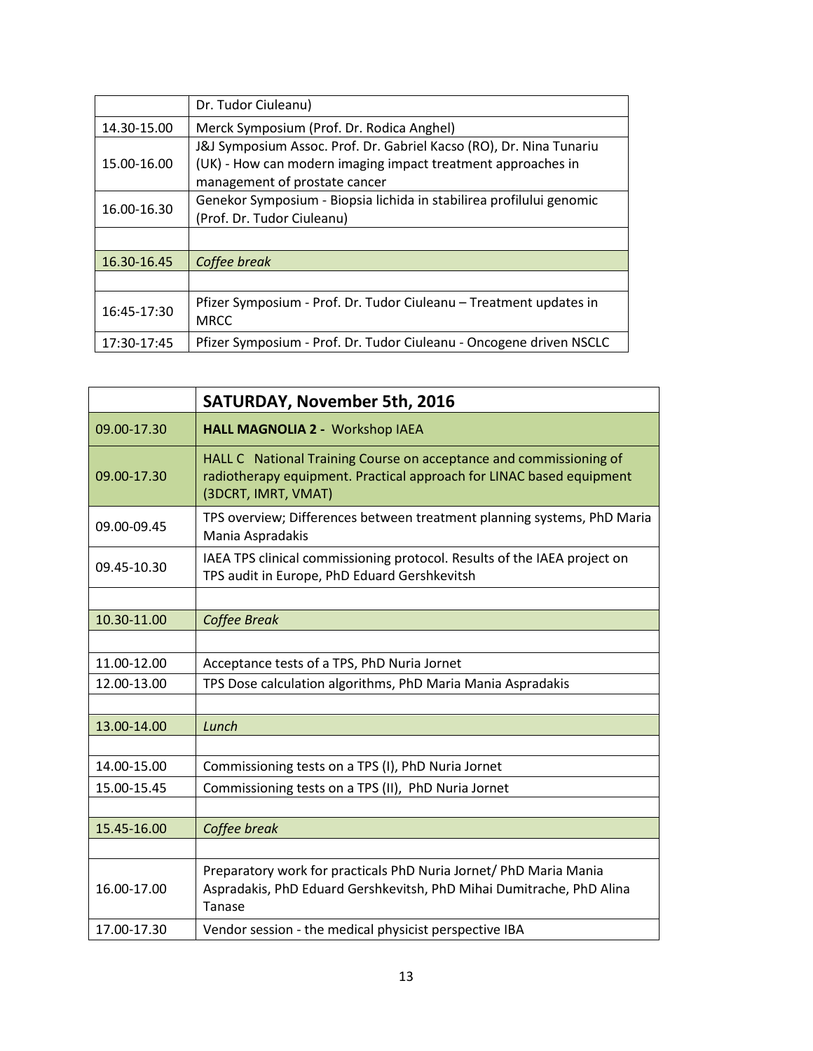| | |
|---|---|
| | Dr. Tudor Ciuleanu) |
| 14.30-15.00 | Merck Symposium (Prof. Dr. Rodica Anghel) |
| 15.00-16.00 | J&J Symposium Assoc. Prof. Dr. Gabriel Kacso (RO), Dr. Nina Tunariu (UK) - How can modern imaging impact treatment approaches in management of prostate cancer |
| 16.00-16.30 | Genekor Symposium - Biopsia lichida in stabilirea profilului genomic (Prof. Dr. Tudor Ciuleanu) |
| | |
| 16.30-16.45 | *Coffee break* |
| | |
| 16:45-17:30 | Pfizer Symposium - Prof. Dr. Tudor Ciuleanu – Treatment updates in MRCC |
| 17:30-17:45 | Pfizer Symposium - Prof. Dr. Tudor Ciuleanu - Oncogene driven NSCLC |

| | **SATURDAY, November 5th, 2016** |
|---|---|
| 09.00-17.30 | **HALL MAGNOLIA 2 -** Workshop IAEA |
| 09.00-17.30 | HALL C National Training Course on acceptance and commissioning of radiotherapy equipment. Practical approach for LINAC based equipment (3DCRT, IMRT, VMAT) |
| 09.00-09.45 | TPS overview; Differences between treatment planning systems, PhD Maria Mania Aspradakis |
| 09.45-10.30 | IAEA TPS clinical commissioning protocol. Results of the IAEA project on TPS audit in Europe, PhD Eduard Gershkevitsh |
| | |
| 10.30-11.00 | *Coffee Break* |
| | |
| 11.00-12.00 | Acceptance tests of a TPS, PhD Nuria Jornet |
| 12.00-13.00 | TPS Dose calculation algorithms, PhD Maria Mania Aspradakis |
| | |
| 13.00-14.00 | *Lunch* |
| | |
| 14.00-15.00 | Commissioning tests on a TPS (I), PhD Nuria Jornet |
| 15.00-15.45 | Commissioning tests on a TPS (II), PhD Nuria Jornet |
| | |
| 15.45-16.00 | *Coffee break* |
| | |
| 16.00-17.00 | Preparatory work for practicals PhD Nuria Jornet/ PhD Maria Mania Aspradakis, PhD Eduard Gershkevitsh, PhD Mihai Dumitrache, PhD Alina Tanase |
| 17.00-17.30 | Vendor session - the medical physicist perspective IBA |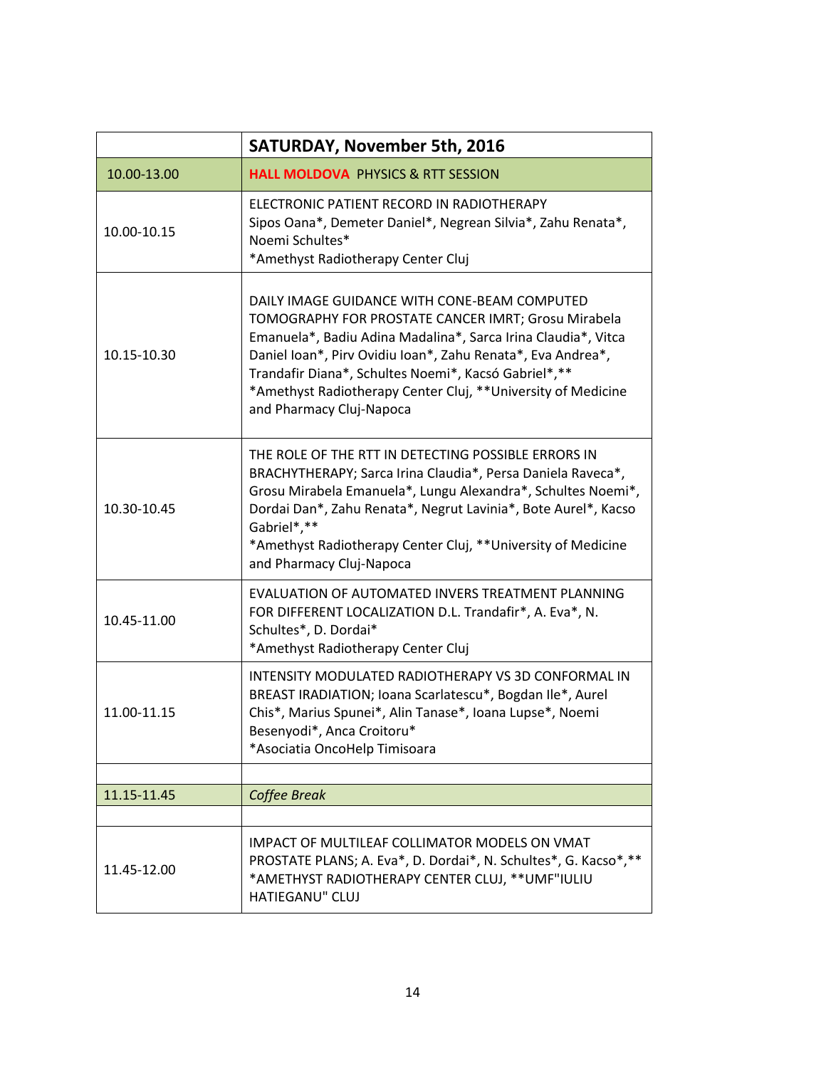| | SATURDAY, November 5th, 2016 |
|---|---|
| 10.00-13.00 | **HALL MOLDOVA** PHYSICS & RTT SESSION |
| 10.00-10.15 | ELECTRONIC PATIENT RECORD IN RADIOTHERAPY<br>Sipos Oana*, Demeter Daniel*, Negrean Silvia*, Zahu Renata*, Noemi Schultes*<br>*Amethyst Radiotherapy Center Cluj |
| 10.15-10.30 | DAILY IMAGE GUIDANCE WITH CONE-BEAM COMPUTED TOMOGRAPHY FOR PROSTATE CANCER IMRT; Grosu Mirabela Emanuela*, Badiu Adina Madalina*, Sarca Irina Claudia*, Vitca Daniel Ioan*, Pirv Ovidiu Ioan*, Zahu Renata*, Eva Andrea*, Trandafir Diana*, Schultes Noemi*, Kacsó Gabriel*,**<br>*Amethyst Radiotherapy Center Cluj, **University of Medicine and Pharmacy Cluj-Napoca |
| 10.30-10.45 | THE ROLE OF THE RTT IN DETECTING POSSIBLE ERRORS IN BRACHYTHERAPY; Sarca Irina Claudia*, Persa Daniela Raveca*, Grosu Mirabela Emanuela*, Lungu Alexandra*, Schultes Noemi*, Dordai Dan*, Zahu Renata*, Negrut Lavinia*, Bote Aurel*, Kacso Gabriel*,**<br>*Amethyst Radiotherapy Center Cluj, **University of Medicine and Pharmacy Cluj-Napoca |
| 10.45-11.00 | EVALUATION OF AUTOMATED INVERS TREATMENT PLANNING FOR DIFFERENT LOCALIZATION D.L. Trandafir*, A. Eva*, N. Schultes*, D. Dordai*<br>*Amethyst Radiotherapy Center Cluj |
| 11.00-11.15 | INTENSITY MODULATED RADIOTHERAPY VS 3D CONFORMAL IN BREAST IRADIATION; Ioana Scarlatescu*, Bogdan Ile*, Aurel Chis*, Marius Spunei*, Alin Tanase*, Ioana Lupse*, Noemi Besenyodi*, Anca Croitoru*<br>*Asociatia OncoHelp Timisoara |
| | |
| 11.15-11.45 | *Coffee Break* |
| | |
| 11.45-12.00 | IMPACT OF MULTILEAF COLLIMATOR MODELS ON VMAT PROSTATE PLANS; A. Eva*, D. Dordai*, N. Schultes*, G. Kacso*,**<br>*AMETHYST RADIOTHERAPY CENTER CLUJ, **UMF"IULIU HATIEGANU" CLUJ |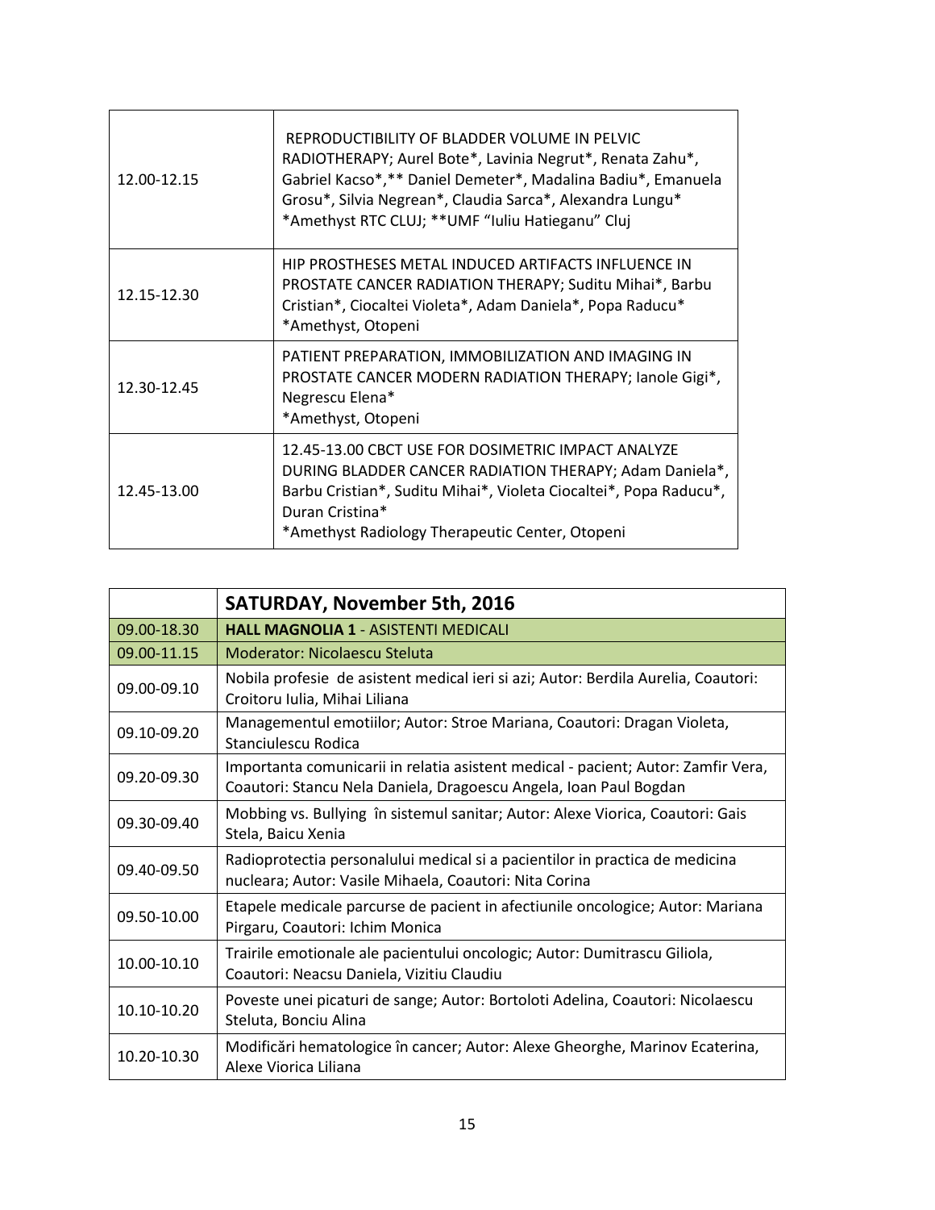| | |
|---|---|
| 12.00-12.15 | REPRODUCTIBILITY OF BLADDER VOLUME IN PELVIC RADIOTHERAPY; Aurel Bote*, Lavinia Negrut*, Renata Zahu*, Gabriel Kacso*,** Daniel Demeter*, Madalina Badiu*, Emanuela Grosu*, Silvia Negrean*, Claudia Sarca*, Alexandra Lungu* *Amethyst RTC CLUJ; **UMF "Iuliu Hatieganu" Cluj |
| 12.15-12.30 | HIP PROSTHESES METAL INDUCED ARTIFACTS INFLUENCE IN PROSTATE CANCER RADIATION THERAPY; Suditu Mihai*, Barbu Cristian*, Ciocaltei Violeta*, Adam Daniela*, Popa Raducu* *Amethyst, Otopeni |
| 12.30-12.45 | PATIENT PREPARATION, IMMOBILIZATION AND IMAGING IN PROSTATE CANCER MODERN RADIATION THERAPY; Ianole Gigi*, Negrescu Elena* *Amethyst, Otopeni |
| 12.45-13.00 | 12.45-13.00 CBCT USE FOR DOSIMETRIC IMPACT ANALYZE DURING BLADDER CANCER RADIATION THERAPY; Adam Daniela*, Barbu Cristian*, Suditu Mihai*, Violeta Ciocaltei*, Popa Raducu*, Duran Cristina* *Amethyst Radiology Therapeutic Center, Otopeni |

| | **SATURDAY, November 5th, 2016** |
|---|---|
| 09.00-18.30 | **HALL MAGNOLIA 1** - ASISTENTI MEDICALI |
| 09.00-11.15 | Moderator: Nicolaescu Steluta |
| 09.00-09.10 | Nobila profesie de asistent medical ieri si azi; Autor: Berdila Aurelia, Coautori: Croitoru Iulia, Mihai Liliana |
| 09.10-09.20 | Managementul emotiilor; Autor: Stroe Mariana, Coautori: Dragan Violeta, Stanciulescu Rodica |
| 09.20-09.30 | Importanta comunicarii in relatia asistent medical - pacient; Autor: Zamfir Vera, Coautori: Stancu Nela Daniela, Dragoescu Angela, Ioan Paul Bogdan |
| 09.30-09.40 | Mobbing vs. Bullying în sistemul sanitar; Autor: Alexe Viorica, Coautori: Gais Stela, Baicu Xenia |
| 09.40-09.50 | Radioprotectia personalului medical si a pacientilor in practica de medicina nucleara; Autor: Vasile Mihaela, Coautori: Nita Corina |
| 09.50-10.00 | Etapele medicale parcurse de pacient in afectiunile oncologice; Autor: Mariana Pirgaru, Coautori: Ichim Monica |
| 10.00-10.10 | Trairile emotionale ale pacientului oncologic; Autor: Dumitrascu Giliola, Coautori: Neacsu Daniela, Vizitiu Claudiu |
| 10.10-10.20 | Poveste unei picaturi de sange; Autor: Bortoloti Adelina, Coautori: Nicolaescu Steluta, Bonciu Alina |
| 10.20-10.30 | Modificări hematologice în cancer; Autor: Alexe Gheorghe, Marinov Ecaterina, Alexe Viorica Liliana |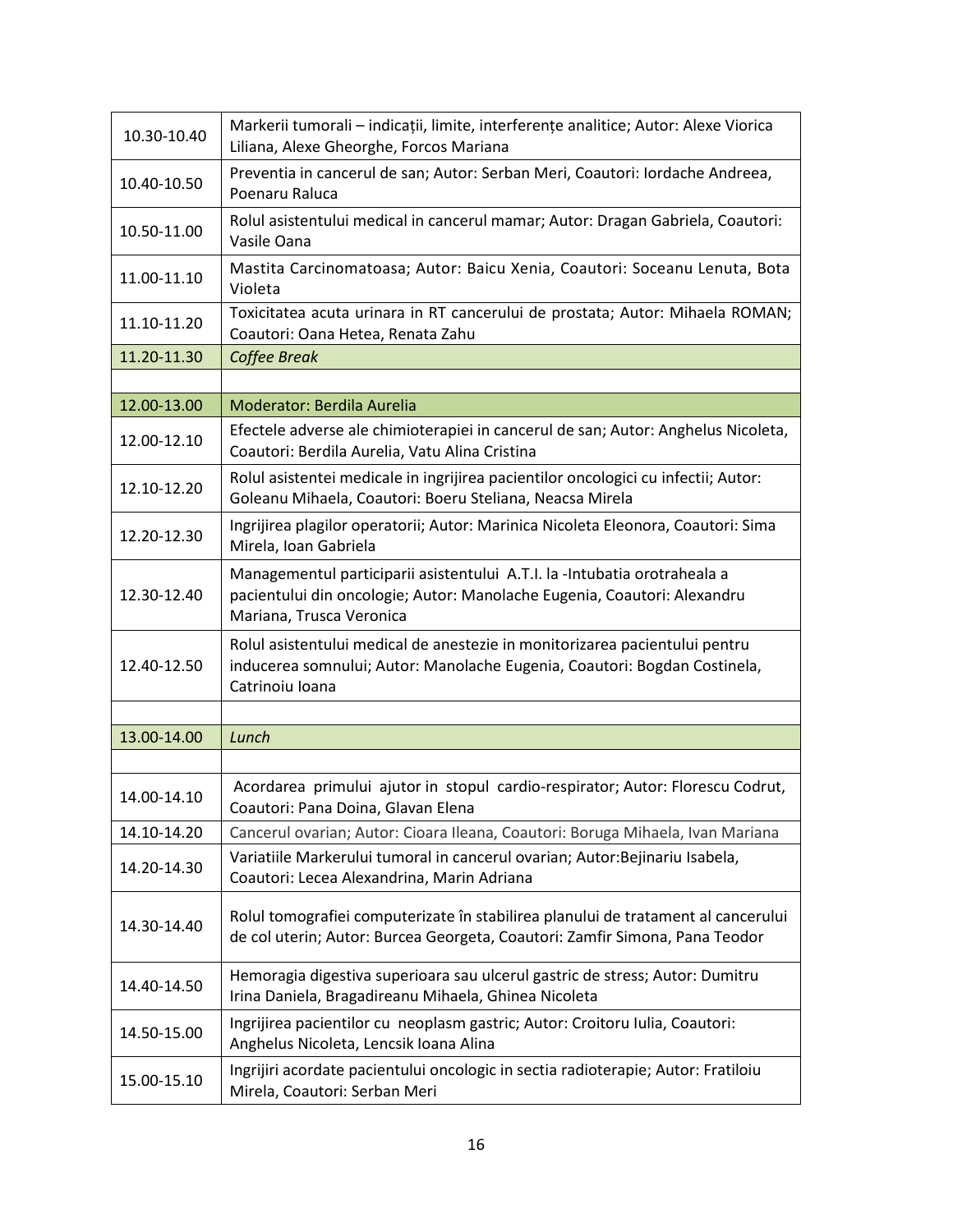| | |
|---|---|
| 10.30-10.40 | Markerii tumorali – indicații, limite, interferențe analitice; Autor: Alexe Viorica Liliana, Alexe Gheorghe, Forcos Mariana |
| 10.40-10.50 | Preventia in cancerul de san; Autor: Serban Meri, Coautori: Iordache Andreea, Poenaru Raluca |
| 10.50-11.00 | Rolul asistentului medical in cancerul mamar; Autor: Dragan Gabriela, Coautori: Vasile Oana |
| 11.00-11.10 | Mastita Carcinomatoasa; Autor: Baicu Xenia, Coautori: Soceanu Lenuta, Bota Violeta |
| 11.10-11.20 | Toxicitatea acuta urinara in RT cancerului de prostata; Autor: Mihaela ROMAN; Coautori: Oana Hetea, Renata Zahu |
| 11.20-11.30 | *Coffee Break* |
| | |
| 12.00-13.00 | Moderator: Berdila Aurelia |
| 12.00-12.10 | Efectele adverse ale chimioterapiei in cancerul de san; Autor: Anghelus Nicoleta, Coautori: Berdila Aurelia, Vatu Alina Cristina |
| 12.10-12.20 | Rolul asistentei medicale in ingrijirea pacientilor oncologici cu infectii; Autor: Goleanu Mihaela, Coautori: Boeru Steliana, Neacsa Mirela |
| 12.20-12.30 | Ingrijirea plagilor operatorii; Autor: Marinica Nicoleta Eleonora, Coautori: Sima Mirela, Ioan Gabriela |
| 12.30-12.40 | Managementul participarii asistentului A.T.I. la -Intubatia orotraheala a pacientului din oncologie; Autor: Manolache Eugenia, Coautori: Alexandru Mariana, Trusca Veronica |
| 12.40-12.50 | Rolul asistentului medical de anestezie in monitorizarea pacientului pentru inducerea somnului; Autor: Manolache Eugenia, Coautori: Bogdan Costinela, Catrinoiu Ioana |
| | |
| 13.00-14.00 | *Lunch* |
| | |
| 14.00-14.10 | Acordarea primului ajutor in stopul cardio-respirator; Autor: Florescu Codrut, Coautori: Pana Doina, Glavan Elena |
| 14.10-14.20 | Cancerul ovarian; Autor: Cioara Ileana, Coautori: Boruga Mihaela, Ivan Mariana |
| 14.20-14.30 | Variatiile Markerului tumoral in cancerul ovarian; Autor:Bejinariu Isabela, Coautori: Lecea Alexandrina, Marin Adriana |
| 14.30-14.40 | Rolul tomografiei computerizate în stabilirea planului de tratament al cancerului de col uterin; Autor: Burcea Georgeta, Coautori: Zamfir Simona, Pana Teodor |
| 14.40-14.50 | Hemoragia digestiva superioara sau ulcerul gastric de stress; Autor: Dumitru Irina Daniela, Bragadireanu Mihaela, Ghinea Nicoleta |
| 14.50-15.00 | Ingrijirea pacientilor cu neoplasm gastric; Autor: Croitoru Iulia, Coautori: Anghelus Nicoleta, Lencsik Ioana Alina |
| 15.00-15.10 | Ingrijiri acordate pacientului oncologic in sectia radioterapie; Autor: Fratiloiu Mirela, Coautori: Serban Meri |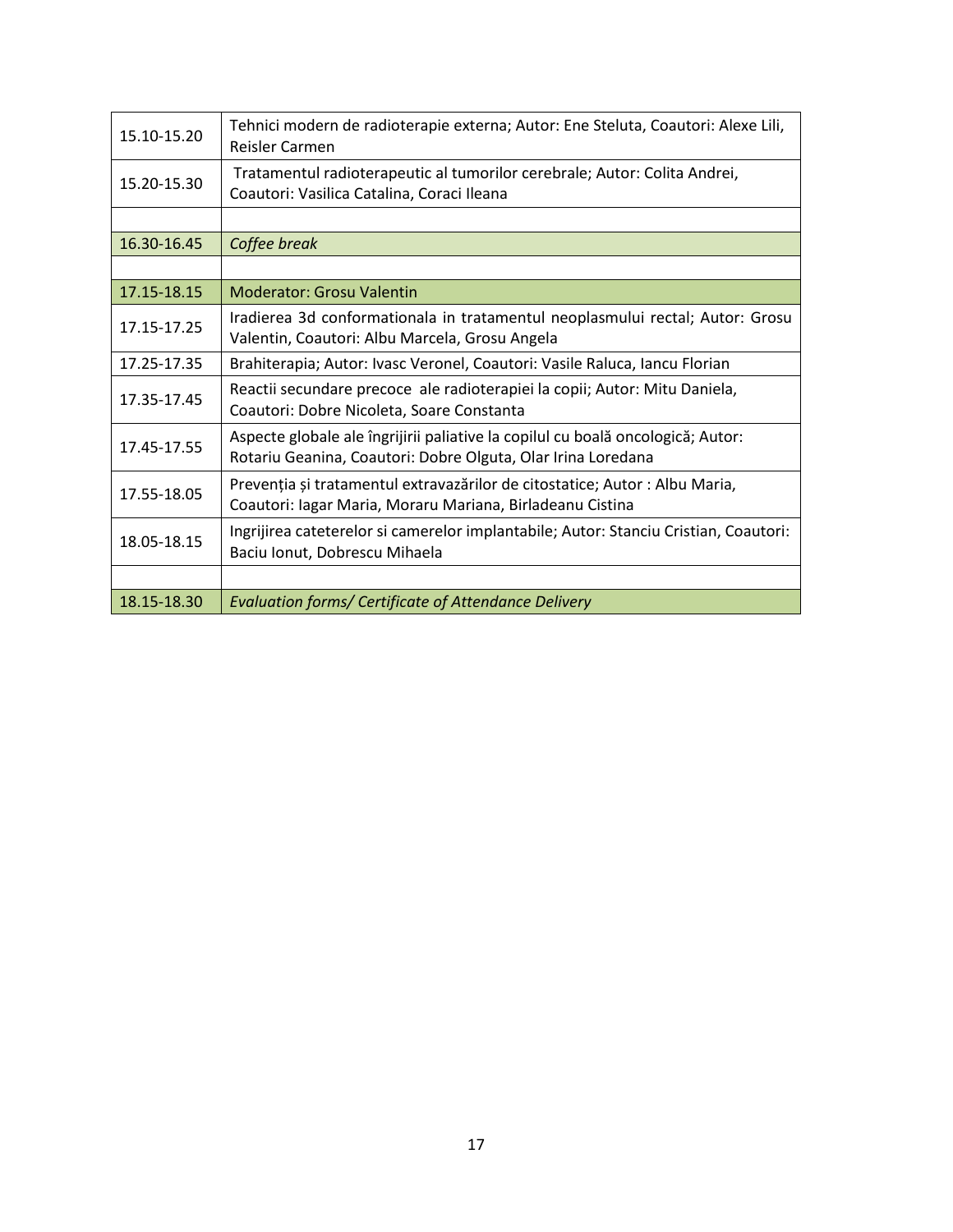| | |
|---|---|
| 15.10-15.20 | Tehnici modern de radioterapie externa; Autor: Ene Steluta, Coautori: Alexe Lili, Reisler Carmen |
| 15.20-15.30 | Tratamentul radioterapeutic al tumorilor cerebrale; Autor: Colita Andrei, Coautori: Vasilica Catalina, Coraci Ileana |
| | |
| 16.30-16.45 | *Coffee break* |
| | |
| 17.15-18.15 | Moderator: Grosu Valentin |
| 17.15-17.25 | Iradierea 3d conformationala in tratamentul neoplasmului rectal; Autor: Grosu Valentin, Coautori: Albu Marcela, Grosu Angela |
| 17.25-17.35 | Brahiterapia; Autor: Ivasc Veronel, Coautori: Vasile Raluca, Iancu Florian |
| 17.35-17.45 | Reactii secundare precoce ale radioterapiei la copii; Autor: Mitu Daniela, Coautori: Dobre Nicoleta, Soare Constanta |
| 17.45-17.55 | Aspecte globale ale îngrijirii paliative la copilul cu boală oncologică; Autor: Rotariu Geanina, Coautori: Dobre Olguta, Olar Irina Loredana |
| 17.55-18.05 | Prevenția și tratamentul extravazărilor de citostatice; Autor : Albu Maria, Coautori: Iagar Maria, Moraru Mariana, Birladeanu Cistina |
| 18.05-18.15 | Ingrijirea cateterelor si camerelor implantabile; Autor: Stanciu Cristian, Coautori: Baciu Ionut, Dobrescu Mihaela |
| | |
| 18.15-18.30 | *Evaluation forms/ Certificate of Attendance Delivery* |